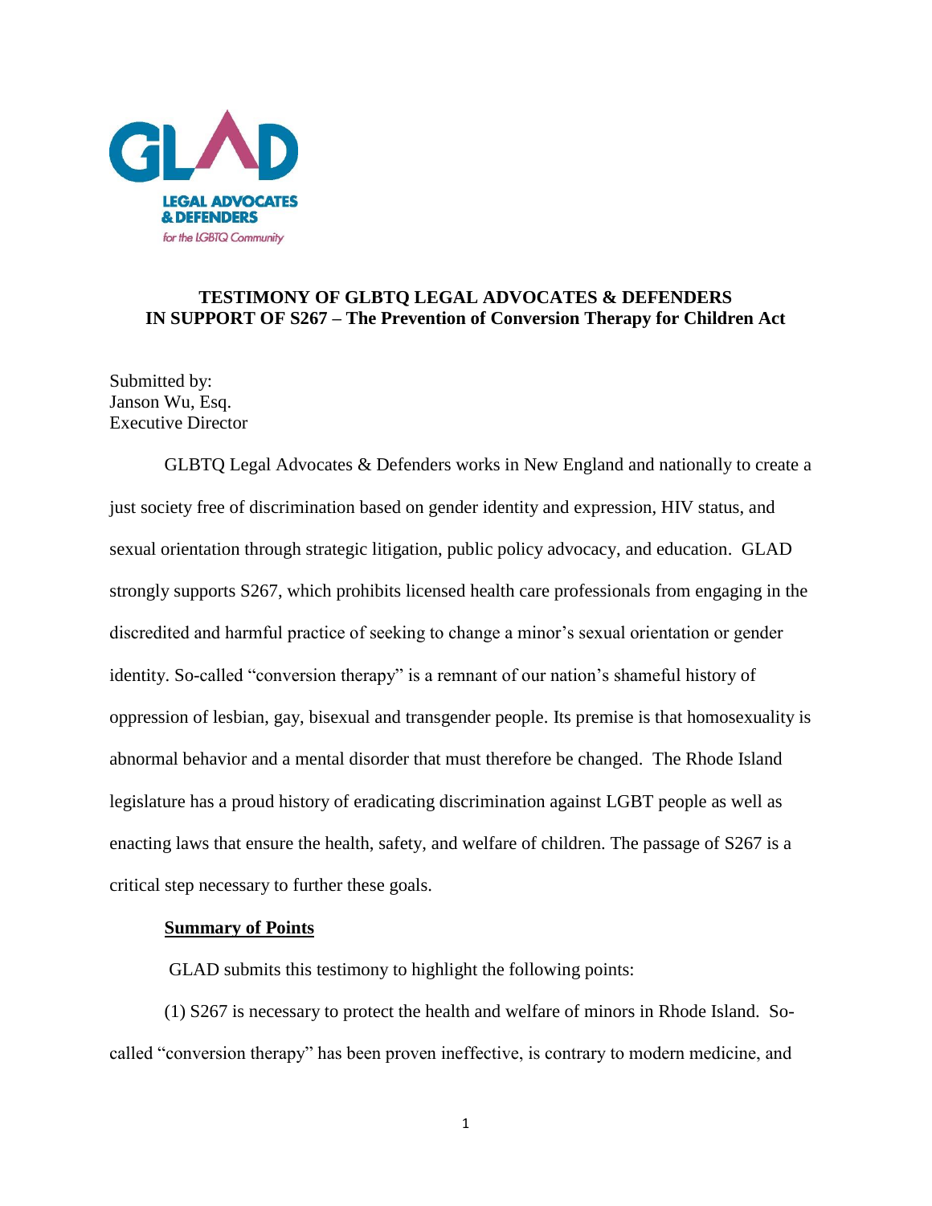**TESTIMONY OF GLBTQ LEGAL ADVOCATES & DEFENDERS**
**IN SUPPORT OF S267 – The Prevention of Conversion Therapy for Children Act**

Submitted by:
Janson Wu, Esq.
Executive Director

GLBTQ Legal Advocates & Defenders works in New England and nationally to create a just society free of discrimination based on gender identity and expression, HIV status, and sexual orientation through strategic litigation, public policy advocacy, and education. GLAD strongly supports S267, which prohibits licensed health care professionals from engaging in the discredited and harmful practice of seeking to change a minor's sexual orientation or gender identity. So-called "conversion therapy" is a remnant of our nation's shameful history of oppression of lesbian, gay, bisexual and transgender people. Its premise is that homosexuality is abnormal behavior and a mental disorder that must therefore be changed. The Rhode Island legislature has a proud history of eradicating discrimination against LGBT people as well as enacting laws that ensure the health, safety, and welfare of children. The passage of S267 is a critical step necessary to further these goals.

**Summary of Points**

GLAD submits this testimony to highlight the following points:

(1) S267 is necessary to protect the health and welfare of minors in Rhode Island. So-called "conversion therapy" has been proven ineffective, is contrary to modern medicine, and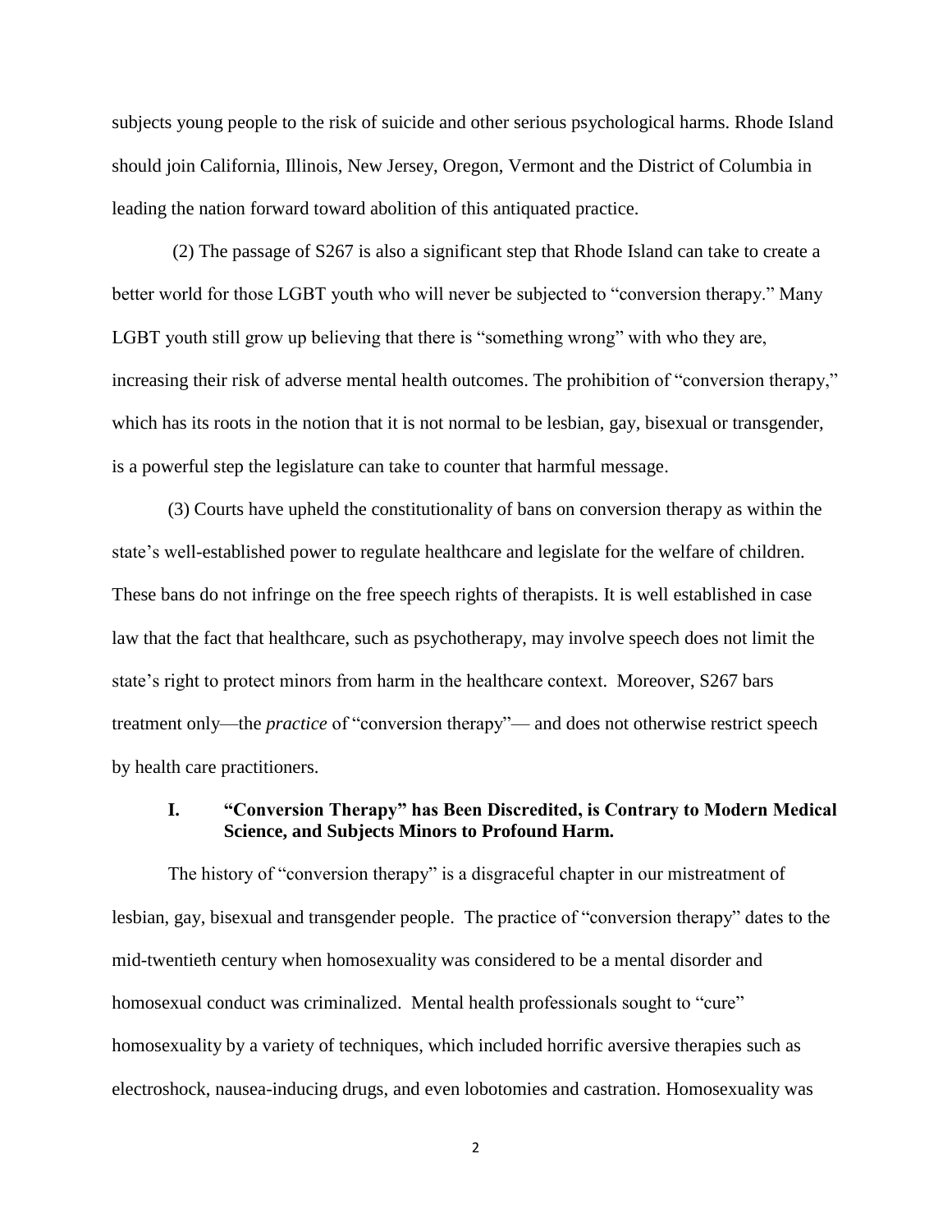subjects young people to the risk of suicide and other serious psychological harms. Rhode Island should join California, Illinois, New Jersey, Oregon, Vermont and the District of Columbia in leading the nation forward toward abolition of this antiquated practice.

(2) The passage of S267 is also a significant step that Rhode Island can take to create a better world for those LGBT youth who will never be subjected to "conversion therapy." Many LGBT youth still grow up believing that there is "something wrong" with who they are, increasing their risk of adverse mental health outcomes. The prohibition of "conversion therapy," which has its roots in the notion that it is not normal to be lesbian, gay, bisexual or transgender, is a powerful step the legislature can take to counter that harmful message.

(3) Courts have upheld the constitutionality of bans on conversion therapy as within the state's well-established power to regulate healthcare and legislate for the welfare of children. These bans do not infringe on the free speech rights of therapists. It is well established in case law that the fact that healthcare, such as psychotherapy, may involve speech does not limit the state's right to protect minors from harm in the healthcare context. Moreover, S267 bars treatment only—the *practice* of "conversion therapy"— and does not otherwise restrict speech by health care practitioners.

## I. "Conversion Therapy" has Been Discredited, is Contrary to Modern Medical Science, and Subjects Minors to Profound Harm.

The history of "conversion therapy" is a disgraceful chapter in our mistreatment of lesbian, gay, bisexual and transgender people. The practice of "conversion therapy" dates to the mid-twentieth century when homosexuality was considered to be a mental disorder and homosexual conduct was criminalized. Mental health professionals sought to "cure" homosexuality by a variety of techniques, which included horrific aversive therapies such as electroshock, nausea-inducing drugs, and even lobotomies and castration. Homosexuality was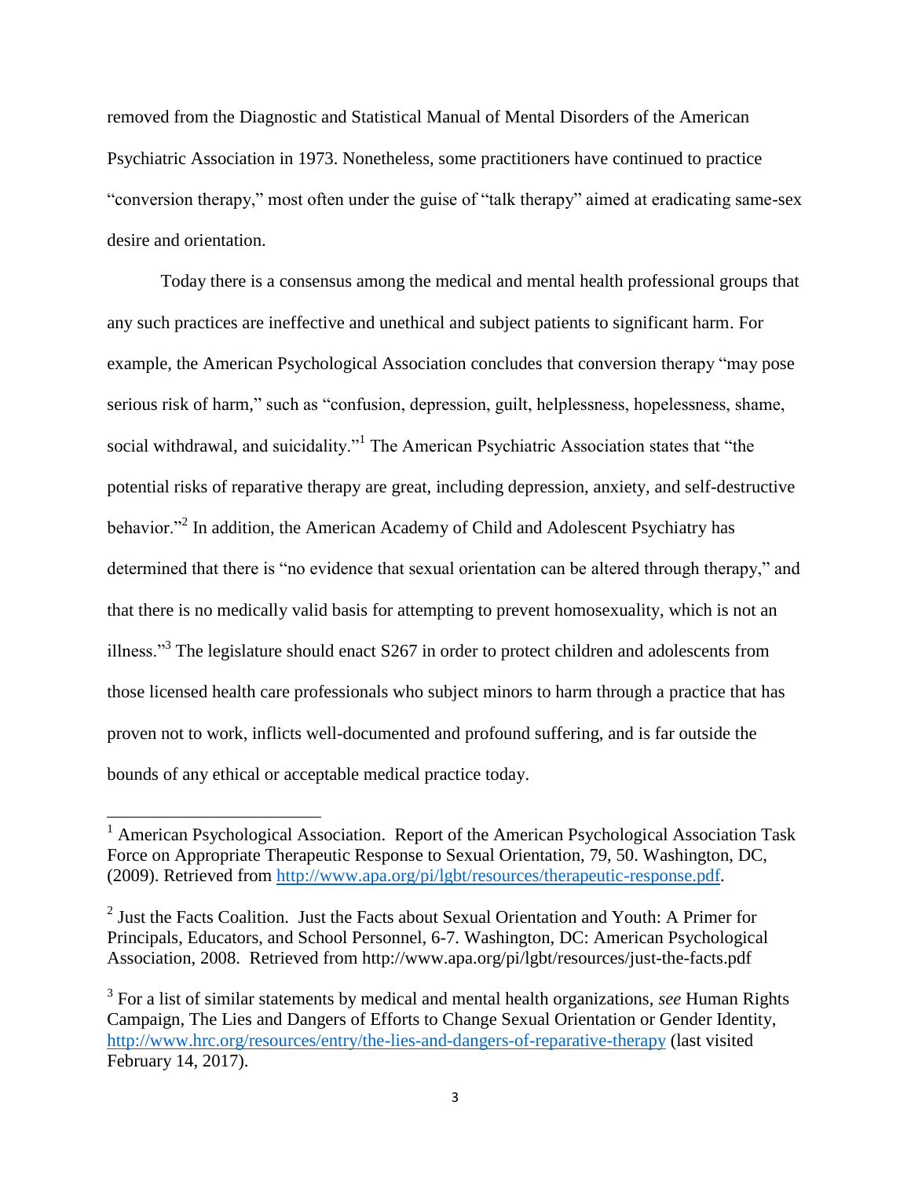removed from the Diagnostic and Statistical Manual of Mental Disorders of the American Psychiatric Association in 1973. Nonetheless, some practitioners have continued to practice "conversion therapy," most often under the guise of "talk therapy" aimed at eradicating same-sex desire and orientation.

Today there is a consensus among the medical and mental health professional groups that any such practices are ineffective and unethical and subject patients to significant harm. For example, the American Psychological Association concludes that conversion therapy "may pose serious risk of harm," such as "confusion, depression, guilt, helplessness, hopelessness, shame, social withdrawal, and suicidality."[1] The American Psychiatric Association states that "the potential risks of reparative therapy are great, including depression, anxiety, and self-destructive behavior."[2] In addition, the American Academy of Child and Adolescent Psychiatry has determined that there is "no evidence that sexual orientation can be altered through therapy," and that there is no medically valid basis for attempting to prevent homosexuality, which is not an illness."[3] The legislature should enact S267 in order to protect children and adolescents from those licensed health care professionals who subject minors to harm through a practice that has proven not to work, inflicts well-documented and profound suffering, and is far outside the bounds of any ethical or acceptable medical practice today.

---

[1] American Psychological Association. Report of the American Psychological Association Task Force on Appropriate Therapeutic Response to Sexual Orientation, 79, 50. Washington, DC, (2009). Retrieved from [http://www.apa.org/pi/lgbt/resources/therapeutic-response.pdf](http://www.apa.org/pi/lgbt/resources/therapeutic-response.pdf).

[2] Just the Facts Coalition. Just the Facts about Sexual Orientation and Youth: A Primer for Principals, Educators, and School Personnel, 6-7. Washington, DC: American Psychological Association, 2008. Retrieved from http://www.apa.org/pi/lgbt/resources/just-the-facts.pdf

[3] For a list of similar statements by medical and mental health organizations, *see* Human Rights Campaign, The Lies and Dangers of Efforts to Change Sexual Orientation or Gender Identity, [http://www.hrc.org/resources/entry/the-lies-and-dangers-of-reparative-therapy](http://www.hrc.org/resources/entry/the-lies-and-dangers-of-reparative-therapy) (last visited February 14, 2017).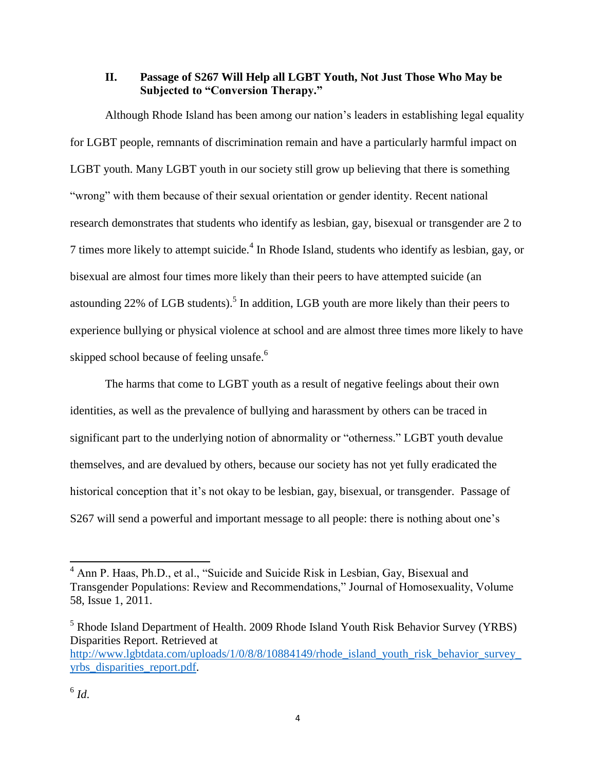## II. Passage of S267 Will Help all LGBT Youth, Not Just Those Who May be Subjected to "Conversion Therapy."

Although Rhode Island has been among our nation's leaders in establishing legal equality for LGBT people, remnants of discrimination remain and have a particularly harmful impact on LGBT youth. Many LGBT youth in our society still grow up believing that there is something "wrong" with them because of their sexual orientation or gender identity. Recent national research demonstrates that students who identify as lesbian, gay, bisexual or transgender are 2 to 7 times more likely to attempt suicide.[4] In Rhode Island, students who identify as lesbian, gay, or bisexual are almost four times more likely than their peers to have attempted suicide (an astounding 22% of LGB students).[5] In addition, LGB youth are more likely than their peers to experience bullying or physical violence at school and are almost three times more likely to have skipped school because of feeling unsafe.[6]

The harms that come to LGBT youth as a result of negative feelings about their own identities, as well as the prevalence of bullying and harassment by others can be traced in significant part to the underlying notion of abnormality or "otherness." LGBT youth devalue themselves, and are devalued by others, because our society has not yet fully eradicated the historical conception that it's not okay to be lesbian, gay, bisexual, or transgender. Passage of S267 will send a powerful and important message to all people: there is nothing about one's

---

[4] Ann P. Haas, Ph.D., et al., "Suicide and Suicide Risk in Lesbian, Gay, Bisexual and Transgender Populations: Review and Recommendations," Journal of Homosexuality, Volume 58, Issue 1, 2011.

[5] Rhode Island Department of Health. 2009 Rhode Island Youth Risk Behavior Survey (YRBS) Disparities Report. Retrieved at http://www.lgbtdata.com/uploads/1/0/8/8/10884149/rhode_island_youth_risk_behavior_survey_yrbs_disparities_report.pdf.

[6] *Id.*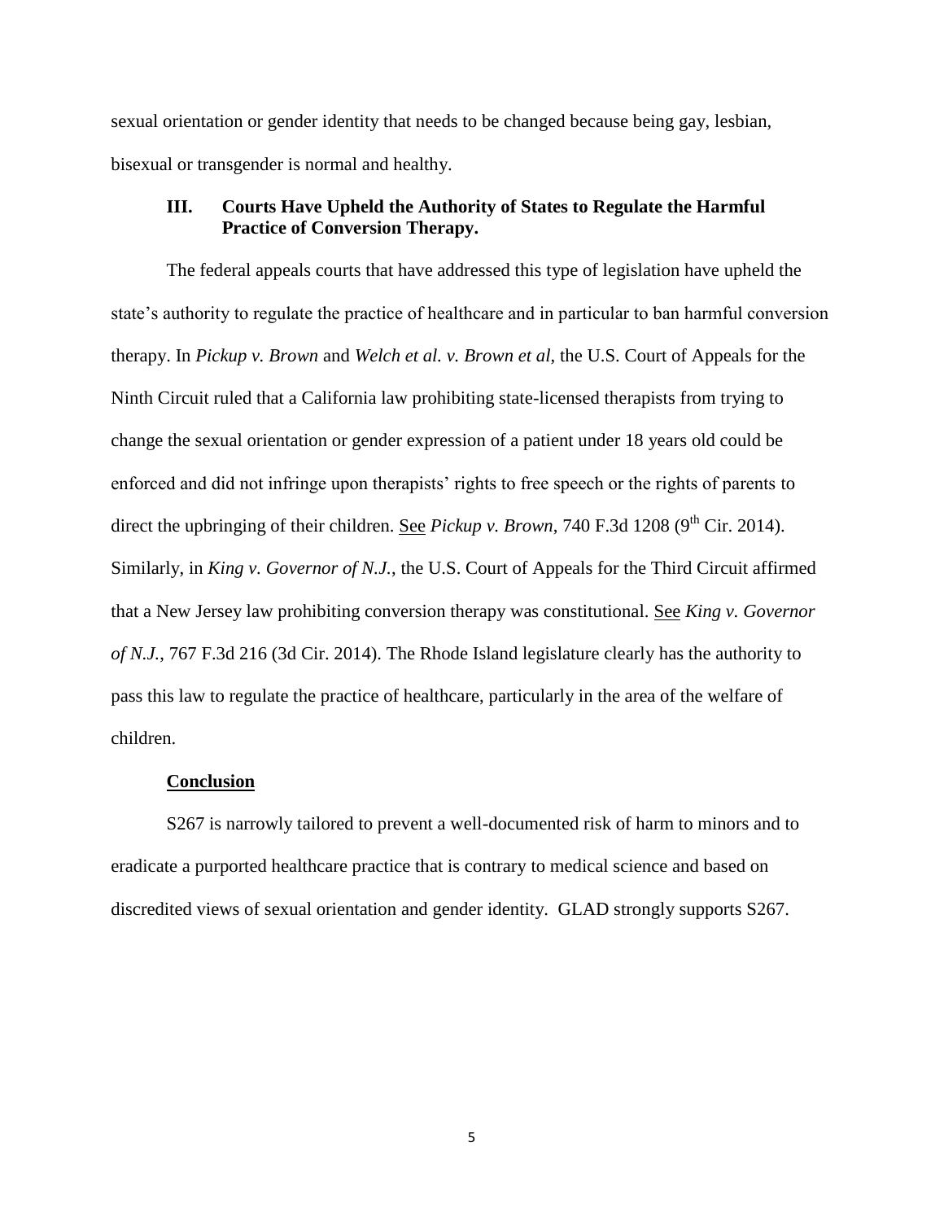sexual orientation or gender identity that needs to be changed because being gay, lesbian, bisexual or transgender is normal and healthy.

## III. Courts Have Upheld the Authority of States to Regulate the Harmful Practice of Conversion Therapy.

The federal appeals courts that have addressed this type of legislation have upheld the state's authority to regulate the practice of healthcare and in particular to ban harmful conversion therapy. In *Pickup v. Brown* and *Welch et al. v. Brown et al*, the U.S. Court of Appeals for the Ninth Circuit ruled that a California law prohibiting state-licensed therapists from trying to change the sexual orientation or gender expression of a patient under 18 years old could be enforced and did not infringe upon therapists' rights to free speech or the rights of parents to direct the upbringing of their children. See *Pickup v. Brown*, 740 F.3d 1208 (9th Cir. 2014). Similarly, in *King v. Governor of N.J.*, the U.S. Court of Appeals for the Third Circuit affirmed that a New Jersey law prohibiting conversion therapy was constitutional. See *King v. Governor of N.J.*, 767 F.3d 216 (3d Cir. 2014). The Rhode Island legislature clearly has the authority to pass this law to regulate the practice of healthcare, particularly in the area of the welfare of children.

## Conclusion

S267 is narrowly tailored to prevent a well-documented risk of harm to minors and to eradicate a purported healthcare practice that is contrary to medical science and based on discredited views of sexual orientation and gender identity. GLAD strongly supports S267.